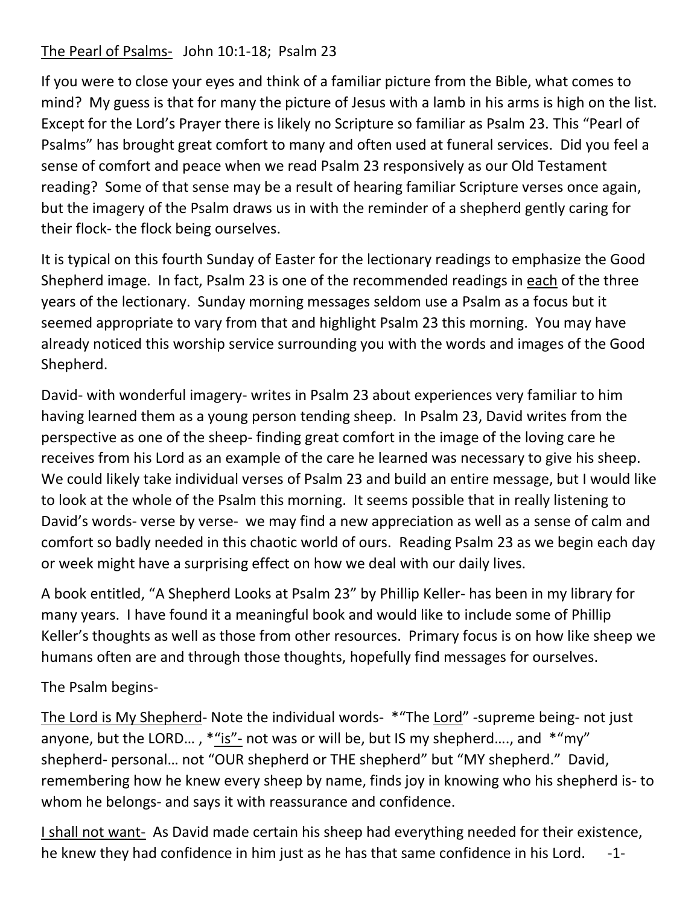<u>The Pearl of Psalms-</u> John 10:1-18; Psalm 23

If you were to close your eyes and think of a familiar picture from the Bible, what comes to mind? My guess is that for many the picture of Jesus with a lamb in his arms is high on the list. Except for the Lord's Prayer there is likely no Scripture so familiar as Psalm 23. This "Pearl of Psalms" has brought great comfort to many and often used at funeral services. Did you feel a sense of comfort and peace when we read Psalm 23 responsively as our Old Testament reading? Some of that sense may be a result of hearing familiar Scripture verses once again, but the imagery of the Psalm draws us in with the reminder of a shepherd gently caring for their flock- the flock being ourselves.

It is typical on this fourth Sunday of Easter for the lectionary readings to emphasize the Good Shepherd image. In fact, Psalm 23 is one of the recommended readings in <u>each</u> of the three years of the lectionary. Sunday morning messages seldom use a Psalm as a focus but it seemed appropriate to vary from that and highlight Psalm 23 this morning. You may have already noticed this worship service surrounding you with the words and images of the Good Shepherd.

David- with wonderful imagery- writes in Psalm 23 about experiences very familiar to him having learned them as a young person tending sheep. In Psalm 23, David writes from the perspective as one of the sheep- finding great comfort in the image of the loving care he receives from his Lord as an example of the care he learned was necessary to give his sheep. We could likely take individual verses of Psalm 23 and build an entire message, but I would like to look at the whole of the Psalm this morning. It seems possible that in really listening to David's words- verse by verse- we may find a new appreciation as well as a sense of calm and comfort so badly needed in this chaotic world of ours. Reading Psalm 23 as we begin each day or week might have a surprising effect on how we deal with our daily lives.

A book entitled, "A Shepherd Looks at Psalm 23" by Phillip Keller- has been in my library for many years. I have found it a meaningful book and would like to include some of Phillip Keller's thoughts as well as those from other resources. Primary focus is on how like sheep we humans often are and through those thoughts, hopefully find messages for ourselves.

The Psalm begins-

<u>The Lord is My Shepherd</u>- Note the individual words- *"The <u>Lord</u>" -supreme being- not just anyone, but the LORD… , *<u>"is"-</u> not was or will be, but IS my shepherd…., and *"my" shepherd- personal… not "OUR shepherd or THE shepherd" but "MY shepherd." David, remembering how he knew every sheep by name, finds joy in knowing who his shepherd is- to whom he belongs- and says it with reassurance and confidence.

<u>I shall not want-</u> As David made certain his sheep had everything needed for their existence, he knew they had confidence in him just as he has that same confidence in his Lord.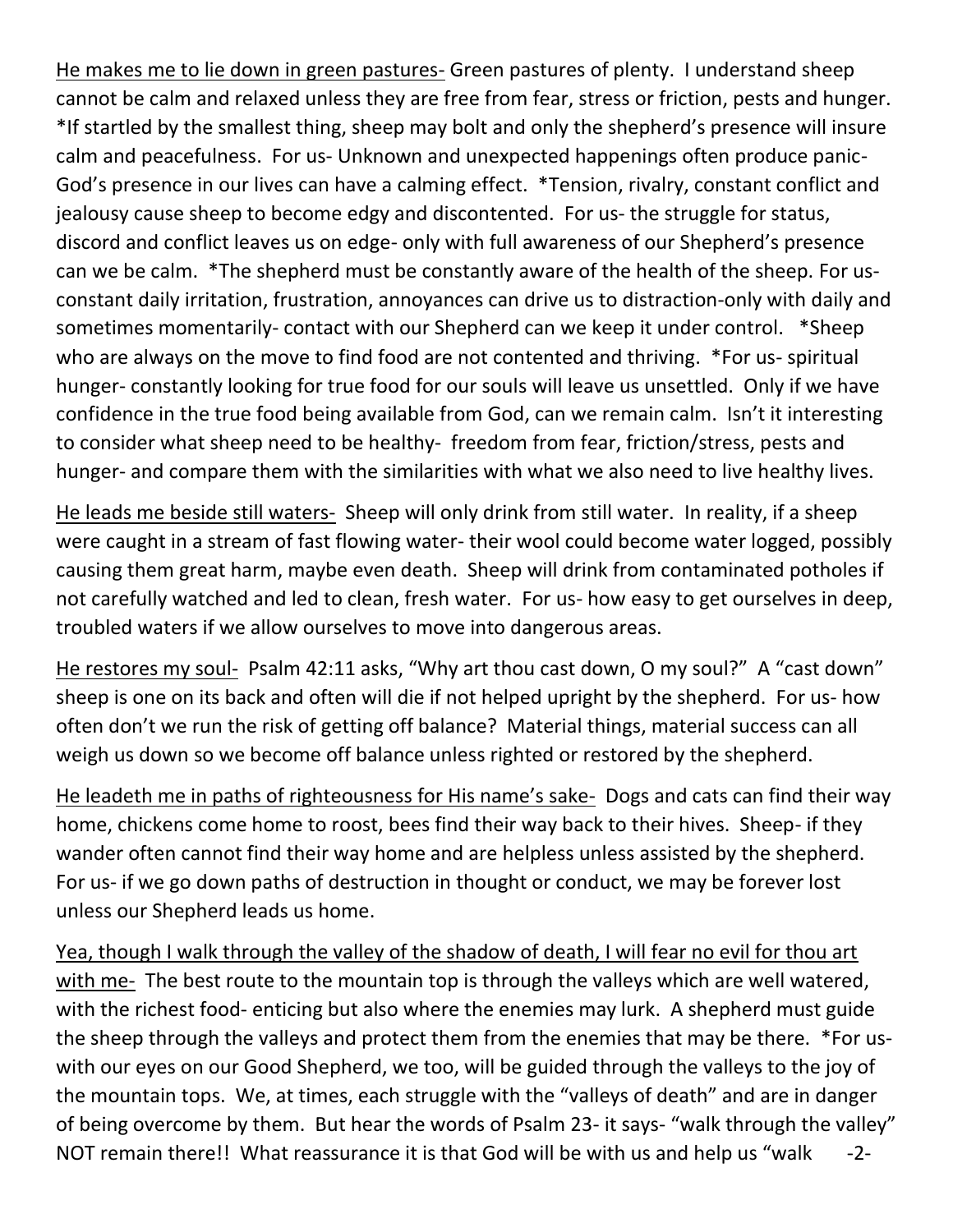<u>He makes me to lie down in green pastures-</u> Green pastures of plenty. I understand sheep cannot be calm and relaxed unless they are free from fear, stress or friction, pests and hunger. *If startled by the smallest thing, sheep may bolt and only the shepherd's presence will insure calm and peacefulness. For us- Unknown and unexpected happenings often produce panic- God's presence in our lives can have a calming effect. *Tension, rivalry, constant conflict and jealousy cause sheep to become edgy and discontented. For us- the struggle for status, discord and conflict leaves us on edge- only with full awareness of our Shepherd's presence can we be calm. *The shepherd must be constantly aware of the health of the sheep. For us- constant daily irritation, frustration, annoyances can drive us to distraction-only with daily and sometimes momentarily- contact with our Shepherd can we keep it under control. *Sheep who are always on the move to find food are not contented and thriving. *For us- spiritual hunger- constantly looking for true food for our souls will leave us unsettled. Only if we have confidence in the true food being available from God, can we remain calm. Isn't it interesting to consider what sheep need to be healthy- freedom from fear, friction/stress, pests and hunger- and compare them with the similarities with what we also need to live healthy lives.

<u>He leads me beside still waters-</u> Sheep will only drink from still water. In reality, if a sheep were caught in a stream of fast flowing water- their wool could become water logged, possibly causing them great harm, maybe even death. Sheep will drink from contaminated potholes if not carefully watched and led to clean, fresh water. For us- how easy to get ourselves in deep, troubled waters if we allow ourselves to move into dangerous areas.

<u>He restores my soul-</u> Psalm 42:11 asks, "Why art thou cast down, O my soul?" A "cast down" sheep is one on its back and often will die if not helped upright by the shepherd. For us- how often don't we run the risk of getting off balance? Material things, material success can all weigh us down so we become off balance unless righted or restored by the shepherd.

<u>He leadeth me in paths of righteousness for His name's sake-</u> Dogs and cats can find their way home, chickens come home to roost, bees find their way back to their hives. Sheep- if they wander often cannot find their way home and are helpless unless assisted by the shepherd. For us- if we go down paths of destruction in thought or conduct, we may be forever lost unless our Shepherd leads us home.

<u>Yea, though I walk through the valley of the shadow of death, I will fear no evil for thou art with me-</u> The best route to the mountain top is through the valleys which are well watered, with the richest food- enticing but also where the enemies may lurk. A shepherd must guide the sheep through the valleys and protect them from the enemies that may be there. *For us- with our eyes on our Good Shepherd, we too, will be guided through the valleys to the joy of the mountain tops. We, at times, each struggle with the "valleys of death" and are in danger of being overcome by them. But hear the words of Psalm 23- it says- "walk through the valley" NOT remain there!! What reassurance it is that God will be with us and help us "walk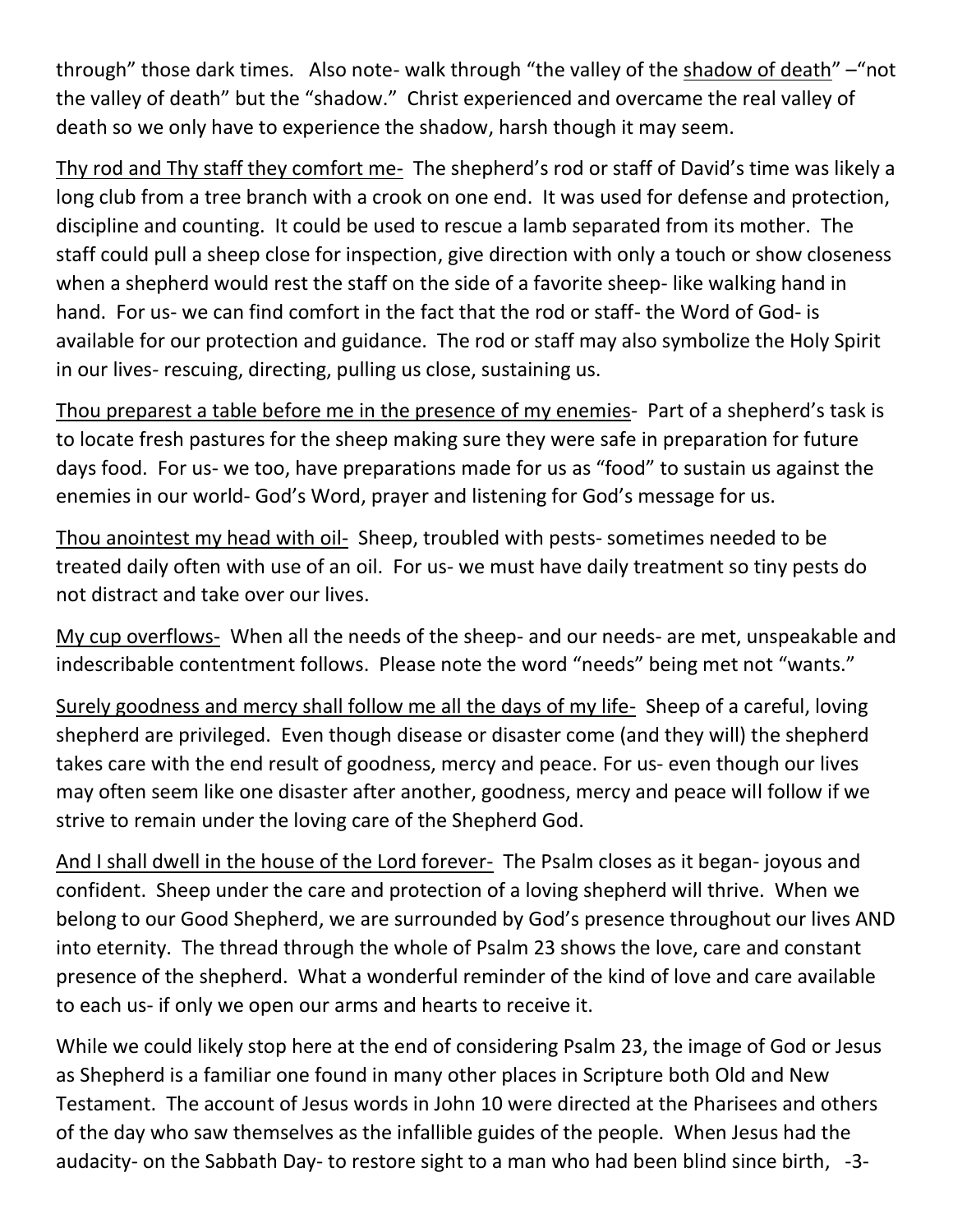through" those dark times. Also note- walk through "the valley of the <u>shadow of death</u>" –"not the valley of death" but the "shadow." Christ experienced and overcame the real valley of death so we only have to experience the shadow, harsh though it may seem.

<u>Thy rod and Thy staff they comfort me-</u> The shepherd's rod or staff of David's time was likely a long club from a tree branch with a crook on one end. It was used for defense and protection, discipline and counting. It could be used to rescue a lamb separated from its mother. The staff could pull a sheep close for inspection, give direction with only a touch or show closeness when a shepherd would rest the staff on the side of a favorite sheep- like walking hand in hand. For us- we can find comfort in the fact that the rod or staff- the Word of God- is available for our protection and guidance. The rod or staff may also symbolize the Holy Spirit in our lives- rescuing, directing, pulling us close, sustaining us.

<u>Thou preparest a table before me in the presence of my enemies</u>- Part of a shepherd's task is to locate fresh pastures for the sheep making sure they were safe in preparation for future days food. For us- we too, have preparations made for us as "food" to sustain us against the enemies in our world- God's Word, prayer and listening for God's message for us.

<u>Thou anointest my head with oil-</u> Sheep, troubled with pests- sometimes needed to be treated daily often with use of an oil. For us- we must have daily treatment so tiny pests do not distract and take over our lives.

<u>My cup overflows-</u> When all the needs of the sheep- and our needs- are met, unspeakable and indescribable contentment follows. Please note the word "needs" being met not "wants."

<u>Surely goodness and mercy shall follow me all the days of my life-</u> Sheep of a careful, loving shepherd are privileged. Even though disease or disaster come (and they will) the shepherd takes care with the end result of goodness, mercy and peace. For us- even though our lives may often seem like one disaster after another, goodness, mercy and peace will follow if we strive to remain under the loving care of the Shepherd God.

<u>And I shall dwell in the house of the Lord forever-</u> The Psalm closes as it began- joyous and confident. Sheep under the care and protection of a loving shepherd will thrive. When we belong to our Good Shepherd, we are surrounded by God's presence throughout our lives AND into eternity. The thread through the whole of Psalm 23 shows the love, care and constant presence of the shepherd. What a wonderful reminder of the kind of love and care available to each us- if only we open our arms and hearts to receive it.

While we could likely stop here at the end of considering Psalm 23, the image of God or Jesus as Shepherd is a familiar one found in many other places in Scripture both Old and New Testament. The account of Jesus words in John 10 were directed at the Pharisees and others of the day who saw themselves as the infallible guides of the people. When Jesus had the audacity- on the Sabbath Day- to restore sight to a man who had been blind since birth,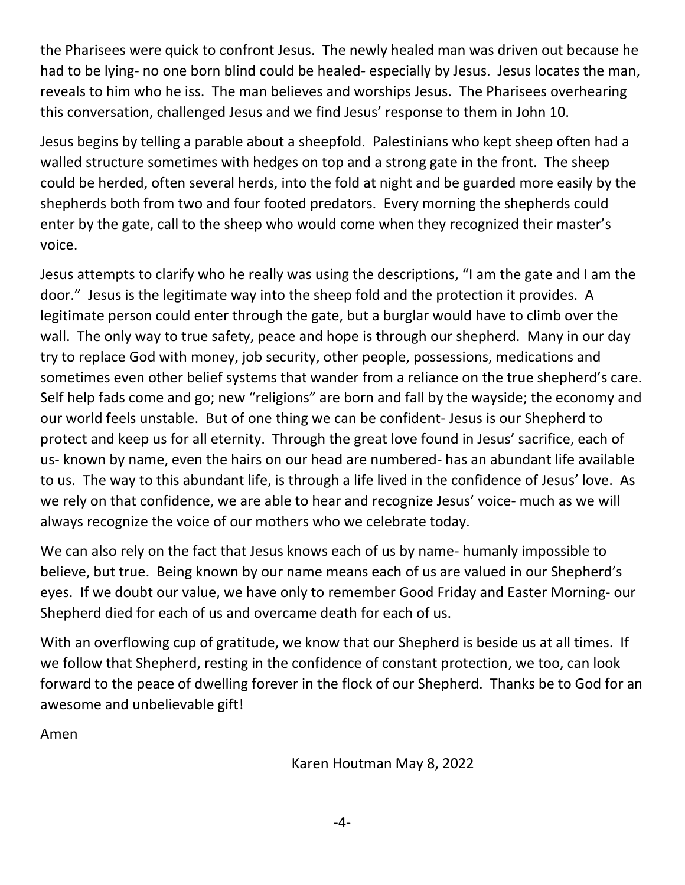the Pharisees were quick to confront Jesus. The newly healed man was driven out because he had to be lying- no one born blind could be healed- especially by Jesus. Jesus locates the man, reveals to him who he iss. The man believes and worships Jesus. The Pharisees overhearing this conversation, challenged Jesus and we find Jesus' response to them in John 10.

Jesus begins by telling a parable about a sheepfold. Palestinians who kept sheep often had a walled structure sometimes with hedges on top and a strong gate in the front. The sheep could be herded, often several herds, into the fold at night and be guarded more easily by the shepherds both from two and four footed predators. Every morning the shepherds could enter by the gate, call to the sheep who would come when they recognized their master's voice.

Jesus attempts to clarify who he really was using the descriptions, "I am the gate and I am the door." Jesus is the legitimate way into the sheep fold and the protection it provides. A legitimate person could enter through the gate, but a burglar would have to climb over the wall. The only way to true safety, peace and hope is through our shepherd. Many in our day try to replace God with money, job security, other people, possessions, medications and sometimes even other belief systems that wander from a reliance on the true shepherd's care. Self help fads come and go; new "religions" are born and fall by the wayside; the economy and our world feels unstable. But of one thing we can be confident- Jesus is our Shepherd to protect and keep us for all eternity. Through the great love found in Jesus' sacrifice, each of us- known by name, even the hairs on our head are numbered- has an abundant life available to us. The way to this abundant life, is through a life lived in the confidence of Jesus' love. As we rely on that confidence, we are able to hear and recognize Jesus' voice- much as we will always recognize the voice of our mothers who we celebrate today.

We can also rely on the fact that Jesus knows each of us by name- humanly impossible to believe, but true. Being known by our name means each of us are valued in our Shepherd's eyes. If we doubt our value, we have only to remember Good Friday and Easter Morning- our Shepherd died for each of us and overcame death for each of us.

With an overflowing cup of gratitude, we know that our Shepherd is beside us at all times. If we follow that Shepherd, resting in the confidence of constant protection, we too, can look forward to the peace of dwelling forever in the flock of our Shepherd. Thanks be to God for an awesome and unbelievable gift!

Amen

Karen Houtman May 8, 2022